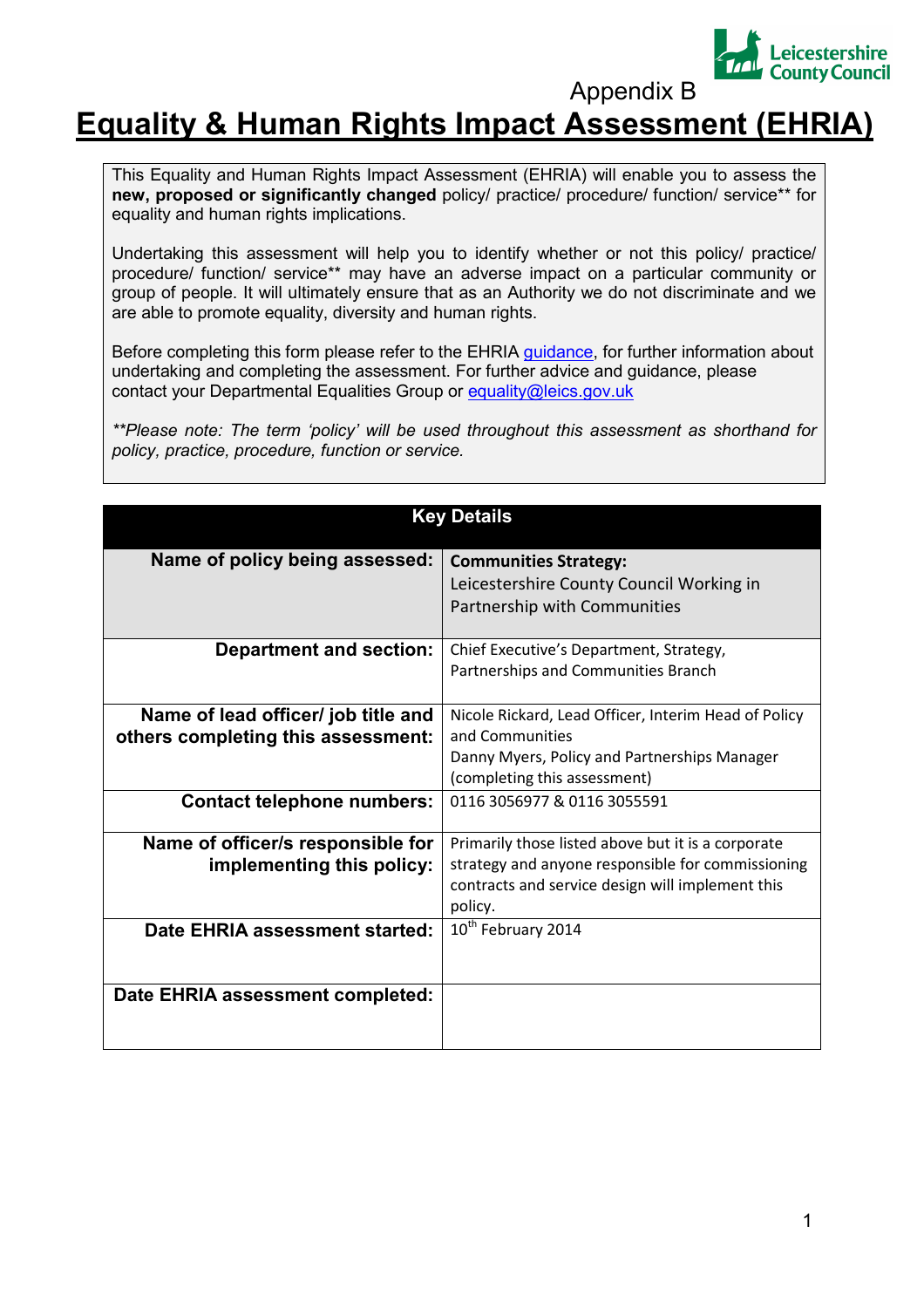Appendix B

# Equality & Human Rights Impact Assessment (EHRIA)

This Equality and Human Rights Impact Assessment (EHRIA) will enable you to assess the **new, proposed or significantly changed** policy/ practice/ procedure/ function/ service** for equality and human rights implications.

Undertaking this assessment will help you to identify whether or not this policy/ practice/ procedure/ function/ service** may have an adverse impact on a particular community or group of people. It will ultimately ensure that as an Authority we do not discriminate and we are able to promote equality, diversity and human rights.

Before completing this form please refer to the EHRIA guidance, for further information about undertaking and completing the assessment. For further advice and guidance, please contact your Departmental Equalities Group or equality@leics.gov.uk

*\*\*Please note: The term 'policy' will be used throughout this assessment as shorthand for policy, practice, procedure, function or service.*

| Key Details | |
|---|---|
| **Name of policy being assessed:** | **Communities Strategy:** Leicestershire County Council Working in Partnership with Communities |
| **Department and section:** | Chief Executive's Department, Strategy, Partnerships and Communities Branch |
| **Name of lead officer/ job title and others completing this assessment:** | Nicole Rickard, Lead Officer, Interim Head of Policy and Communities<br>Danny Myers, Policy and Partnerships Manager (completing this assessment) |
| **Contact telephone numbers:** | 0116 3056977 & 0116 3055591 |
| **Name of officer/s responsible for implementing this policy:** | Primarily those listed above but it is a corporate strategy and anyone responsible for commissioning contracts and service design will implement this policy. |
| **Date EHRIA assessment started:** | 10th February 2014 |
| **Date EHRIA assessment completed:** | |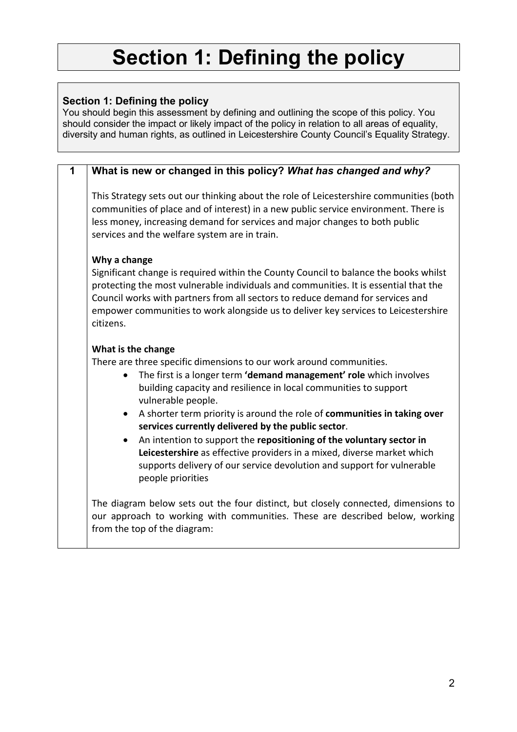# Section 1: Defining the policy

**Section 1: Defining the policy**

You should begin this assessment by defining and outlining the scope of this policy. You should consider the impact or likely impact of the policy in relation to all areas of equality, diversity and human rights, as outlined in Leicestershire County Council's Equality Strategy.

**1 What is new or changed in this policy?** ***What has changed and why?***

This Strategy sets out our thinking about the role of Leicestershire communities (both communities of place and of interest) in a new public service environment. There is less money, increasing demand for services and major changes to both public services and the welfare system are in train.

**Why a change**

Significant change is required within the County Council to balance the books whilst protecting the most vulnerable individuals and communities. It is essential that the Council works with partners from all sectors to reduce demand for services and empower communities to work alongside us to deliver key services to Leicestershire citizens.

**What is the change**

There are three specific dimensions to our work around communities.

- The first is a longer term **'demand management' role** which involves building capacity and resilience in local communities to support vulnerable people.
- A shorter term priority is around the role of **communities in taking over services currently delivered by the public sector**.
- An intention to support the **repositioning of the voluntary sector in Leicestershire** as effective providers in a mixed, diverse market which supports delivery of our service devolution and support for vulnerable people priorities

The diagram below sets out the four distinct, but closely connected, dimensions to our approach to working with communities. These are described below, working from the top of the diagram: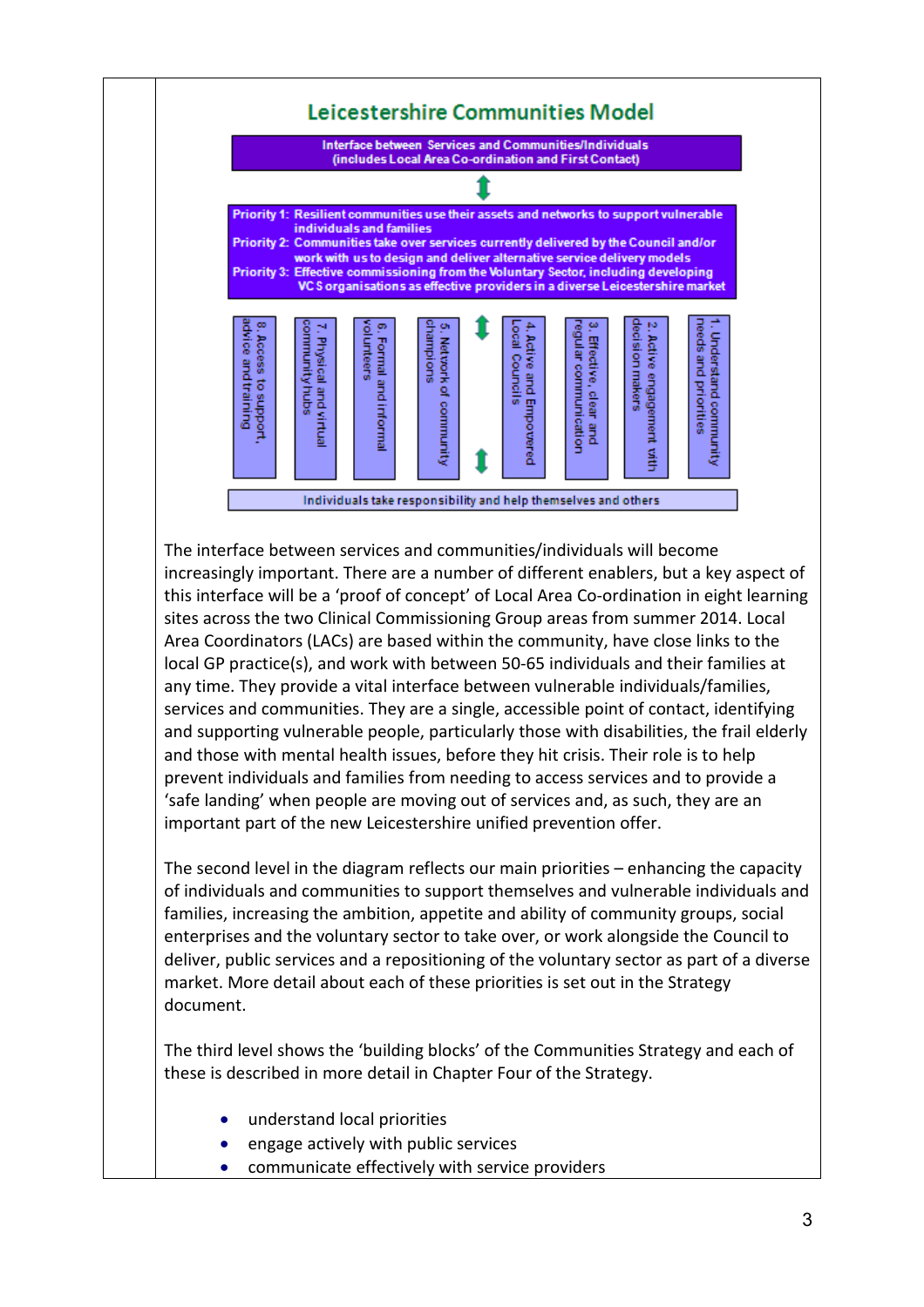## Leicestershire Communities Model

**Interface between Services and Communities/Individuals (includes Local Area Co-ordination and First Contact)**

**Priority 1:** Resilient communities use their assets and networks to support vulnerable individuals and families
**Priority 2:** Communities take over services currently delivered by the Council and/or work with us to design and deliver alternative service delivery models
**Priority 3:** Effective commissioning from the Voluntary Sector, including developing VCS organisations as effective providers in a diverse Leicestershire market

1. Understand community needs and priorities
2. Active engagement with decision makers
3. Effective, clear and regular communication
4. Active and Empowered Local Councils
5. Network of community champions
6. Formal and informal volunteers
7. Physical and virtual community hubs
8. Access to support, advice and training

**Individuals take responsibility and help themselves and others**

The interface between services and communities/individuals will become increasingly important. There are a number of different enablers, but a key aspect of this interface will be a 'proof of concept' of Local Area Co-ordination in eight learning sites across the two Clinical Commissioning Group areas from summer 2014. Local Area Coordinators (LACs) are based within the community, have close links to the local GP practice(s), and work with between 50-65 individuals and their families at any time. They provide a vital interface between vulnerable individuals/families, services and communities. They are a single, accessible point of contact, identifying and supporting vulnerable people, particularly those with disabilities, the frail elderly and those with mental health issues, before they hit crisis. Their role is to help prevent individuals and families from needing to access services and to provide a 'safe landing' when people are moving out of services and, as such, they are an important part of the new Leicestershire unified prevention offer.

The second level in the diagram reflects our main priorities – enhancing the capacity of individuals and communities to support themselves and vulnerable individuals and families, increasing the ambition, appetite and ability of community groups, social enterprises and the voluntary sector to take over, or work alongside the Council to deliver, public services and a repositioning of the voluntary sector as part of a diverse market. More detail about each of these priorities is set out in the Strategy document.

The third level shows the 'building blocks' of the Communities Strategy and each of these is described in more detail in Chapter Four of the Strategy.

- understand local priorities
- engage actively with public services
- communicate effectively with service providers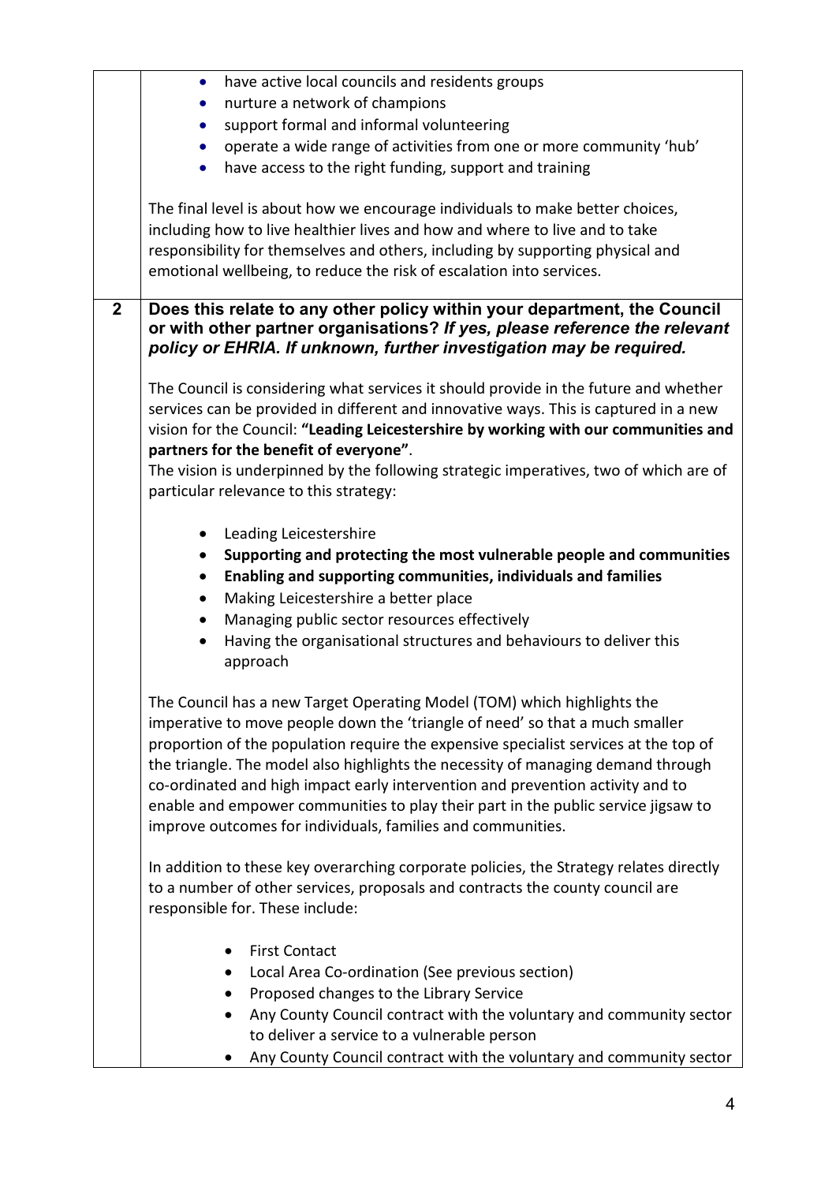| | |
|---|---|
| | • have active local councils and residents groups<br>• nurture a network of champions<br>• support formal and informal volunteering<br>• operate a wide range of activities from one or more community 'hub'<br>• have access to the right funding, support and training<br><br>The final level is about how we encourage individuals to make better choices, including how to live healthier lives and how and where to live and to take responsibility for themselves and others, including by supporting physical and emotional wellbeing, to reduce the risk of escalation into services. |
| **2** | **Does this relate to any other policy within your department, the Council or with other partner organisations?** ***If yes, please reference the relevant policy or EHRIA. If unknown, further investigation may be required.***<br><br>The Council is considering what services it should provide in the future and whether services can be provided in different and innovative ways. This is captured in a new vision for the Council: **"Leading Leicestershire by working with our communities and partners for the benefit of everyone"**.<br>The vision is underpinned by the following strategic imperatives, two of which are of particular relevance to this strategy:<br><br>• Leading Leicestershire<br>• **Supporting and protecting the most vulnerable people and communities**<br>• **Enabling and supporting communities, individuals and families**<br>• Making Leicestershire a better place<br>• Managing public sector resources effectively<br>• Having the organisational structures and behaviours to deliver this approach<br><br>The Council has a new Target Operating Model (TOM) which highlights the imperative to move people down the 'triangle of need' so that a much smaller proportion of the population require the expensive specialist services at the top of the triangle. The model also highlights the necessity of managing demand through co-ordinated and high impact early intervention and prevention activity and to enable and empower communities to play their part in the public service jigsaw to improve outcomes for individuals, families and communities.<br><br>In addition to these key overarching corporate policies, the Strategy relates directly to a number of other services, proposals and contracts the county council are responsible for. These include:<br><br>• First Contact<br>• Local Area Co-ordination (See previous section)<br>• Proposed changes to the Library Service<br>• Any County Council contract with the voluntary and community sector to deliver a service to a vulnerable person<br>• Any County Council contract with the voluntary and community sector |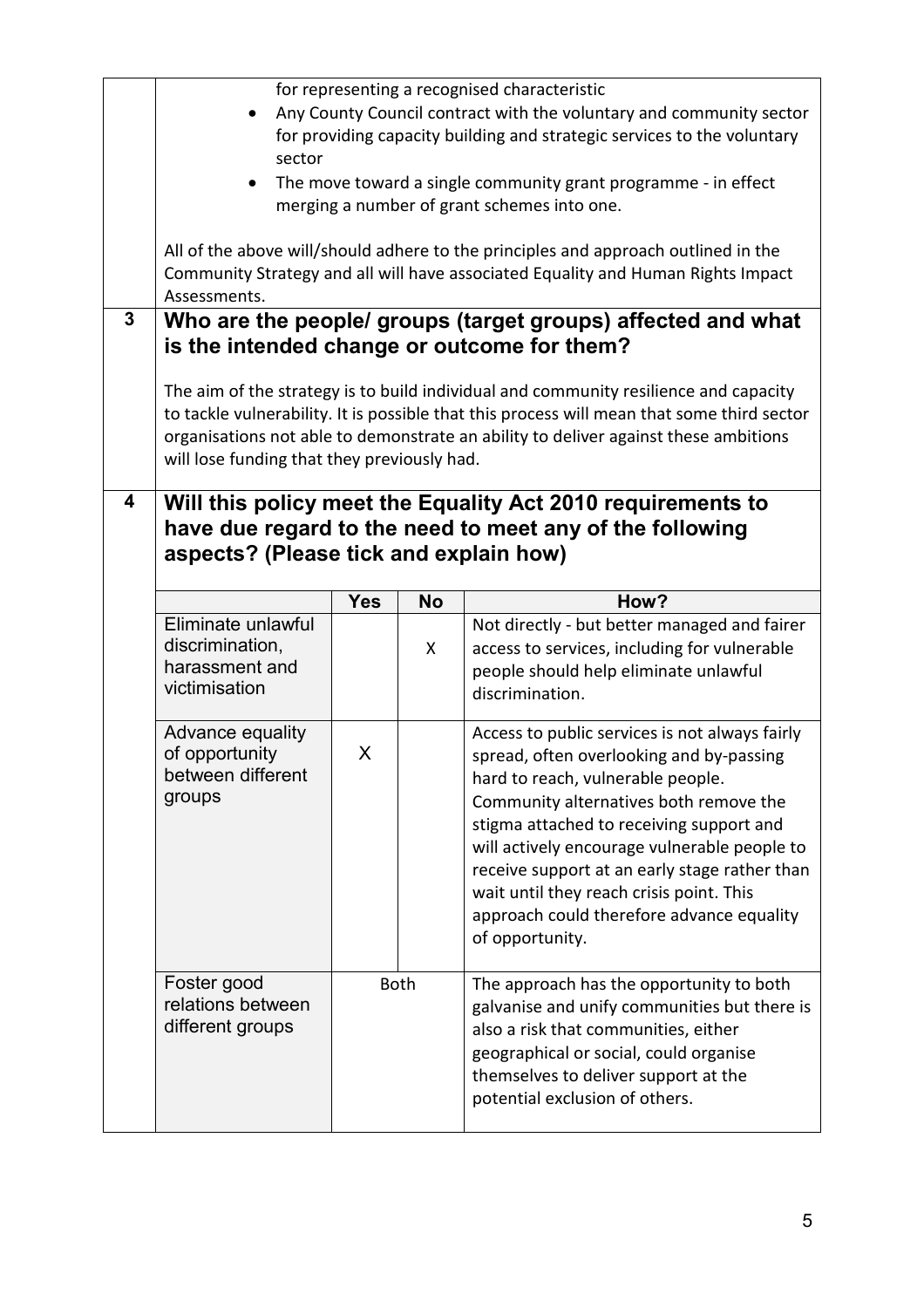for representing a recognised characteristic

- Any County Council contract with the voluntary and community sector for providing capacity building and strategic services to the voluntary sector
- The move toward a single community grant programme - in effect merging a number of grant schemes into one.

All of the above will/should adhere to the principles and approach outlined in the Community Strategy and all will have associated Equality and Human Rights Impact Assessments.

## 3 Who are the people/ groups (target groups) affected and what is the intended change or outcome for them?

The aim of the strategy is to build individual and community resilience and capacity to tackle vulnerability. It is possible that this process will mean that some third sector organisations not able to demonstrate an ability to deliver against these ambitions will lose funding that they previously had.

## 4 Will this policy meet the Equality Act 2010 requirements to have due regard to the need to meet any of the following aspects? (Please tick and explain how)

| | Yes | No | How? |
|---|---|---|---|
| Eliminate unlawful discrimination, harassment and victimisation | | X | Not directly - but better managed and fairer access to services, including for vulnerable people should help eliminate unlawful discrimination. |
| Advance equality of opportunity between different groups | X | | Access to public services is not always fairly spread, often overlooking and by-passing hard to reach, vulnerable people. Community alternatives both remove the stigma attached to receiving support and will actively encourage vulnerable people to receive support at an early stage rather than wait until they reach crisis point. This approach could therefore advance equality of opportunity. |
| Foster good relations between different groups | Both | | The approach has the opportunity to both galvanise and unify communities but there is also a risk that communities, either geographical or social, could organise themselves to deliver support at the potential exclusion of others. |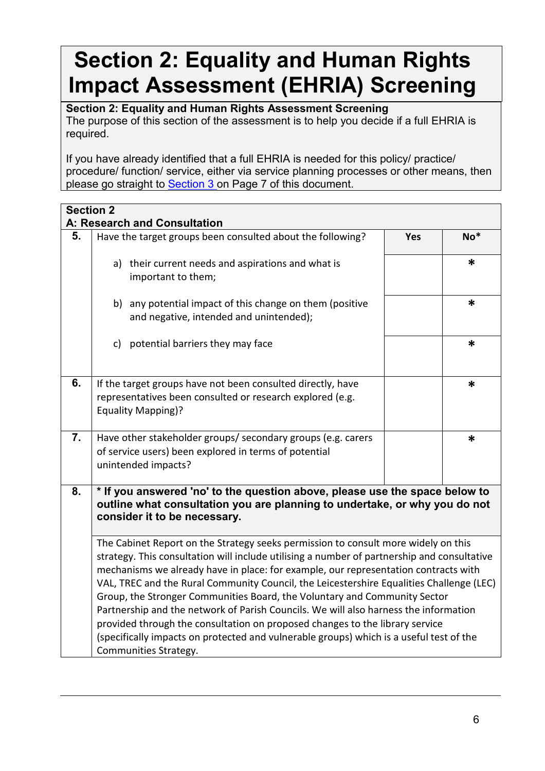# Section 2: Equality and Human Rights Impact Assessment (EHRIA) Screening

**Section 2: Equality and Human Rights Assessment Screening**

The purpose of this section of the assessment is to help you decide if a full EHRIA is required.

If you have already identified that a full EHRIA is needed for this policy/ practice/ procedure/ function/ service, either via service planning processes or other means, then please go straight to Section 3 on Page 7 of this document.

| **Section 2**<br>**A: Research and Consultation** | | | |
|---|---|---|---|
| **5.** | Have the target groups been consulted about the following? | **Yes** | **No*** |
| | a) their current needs and aspirations and what is important to them; | | * |
| | b) any potential impact of this change on them (positive and negative, intended and unintended); | | * |
| | c) potential barriers they may face | | * |
| **6.** | If the target groups have not been consulted directly, have representatives been consulted or research explored (e.g. Equality Mapping)? | | * |
| **7.** | Have other stakeholder groups/ secondary groups (e.g. carers of service users) been explored in terms of potential unintended impacts? | | * |
| **8.** | **\* If you answered 'no' to the question above, please use the space below to outline what consultation you are planning to undertake, or why you do not consider it to be necessary.** | | |
| | The Cabinet Report on the Strategy seeks permission to consult more widely on this strategy. This consultation will include utilising a number of partnership and consultative mechanisms we already have in place: for example, our representation contracts with VAL, TREC and the Rural Community Council, the Leicestershire Equalities Challenge (LEC) Group, the Stronger Communities Board, the Voluntary and Community Sector Partnership and the network of Parish Councils. We will also harness the information provided through the consultation on proposed changes to the library service (specifically impacts on protected and vulnerable groups) which is a useful test of the Communities Strategy. | | |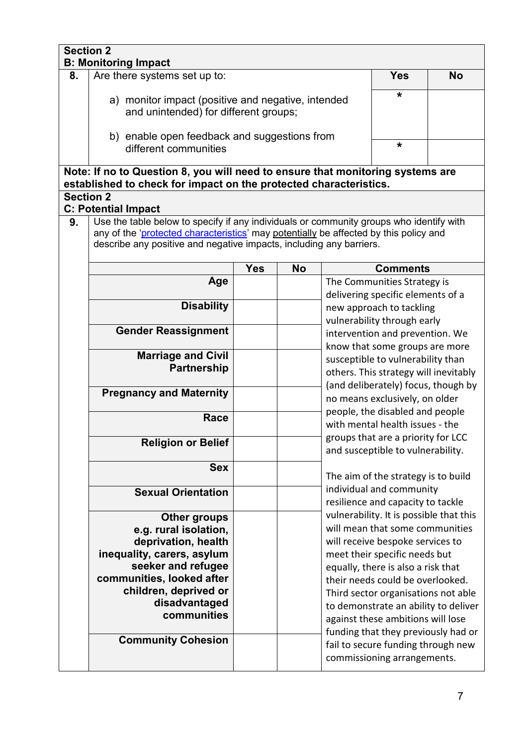## Section 2

### B: Monitoring Impact

| 8. | Are there systems set up to: | Yes | No |
|---|---|---|---|
| | a) monitor impact (positive and negative, intended and unintended) for different groups; | * | |
| | b) enable open feedback and suggestions from different communities | * | |

**Note: If no to Question 8, you will need to ensure that monitoring systems are established to check for impact on the protected characteristics.**

## Section 2

### C: Potential Impact

**9.** Use the table below to specify if any individuals or community groups who identify with any of the '[protected characteristics](#)' may potentially be affected by this policy and describe any positive and negative impacts, including any barriers.

| | Yes | No | Comments |
|---|---|---|---|
| **Age** | | | The Communities Strategy is delivering specific elements of a new approach to tackling vulnerability through early intervention and prevention. We know that some groups are more susceptible to vulnerability than others. This strategy will inevitably (and deliberately) focus, though by no means exclusively, on older people, the disabled and people with mental health issues - the groups that are a priority for LCC and susceptible to vulnerability.<br><br>The aim of the strategy is to build individual and community resilience and capacity to tackle vulnerability. It is possible that this will mean that some communities will receive bespoke services to meet their specific needs but equally, there is also a risk that their needs could be overlooked. Third sector organisations not able to demonstrate an ability to deliver against these ambitions will lose funding that they previously had or fail to secure funding through new commissioning arrangements. |
| **Disability** | | | |
| **Gender Reassignment** | | | |
| **Marriage and Civil Partnership** | | | |
| **Pregnancy and Maternity** | | | |
| **Race** | | | |
| **Religion or Belief** | | | |
| **Sex** | | | |
| **Sexual Orientation** | | | |
| **Other groups e.g. rural isolation, deprivation, health inequality, carers, asylum seeker and refugee communities, looked after children, deprived or disadvantaged communities** | | | |
| **Community Cohesion** | | | |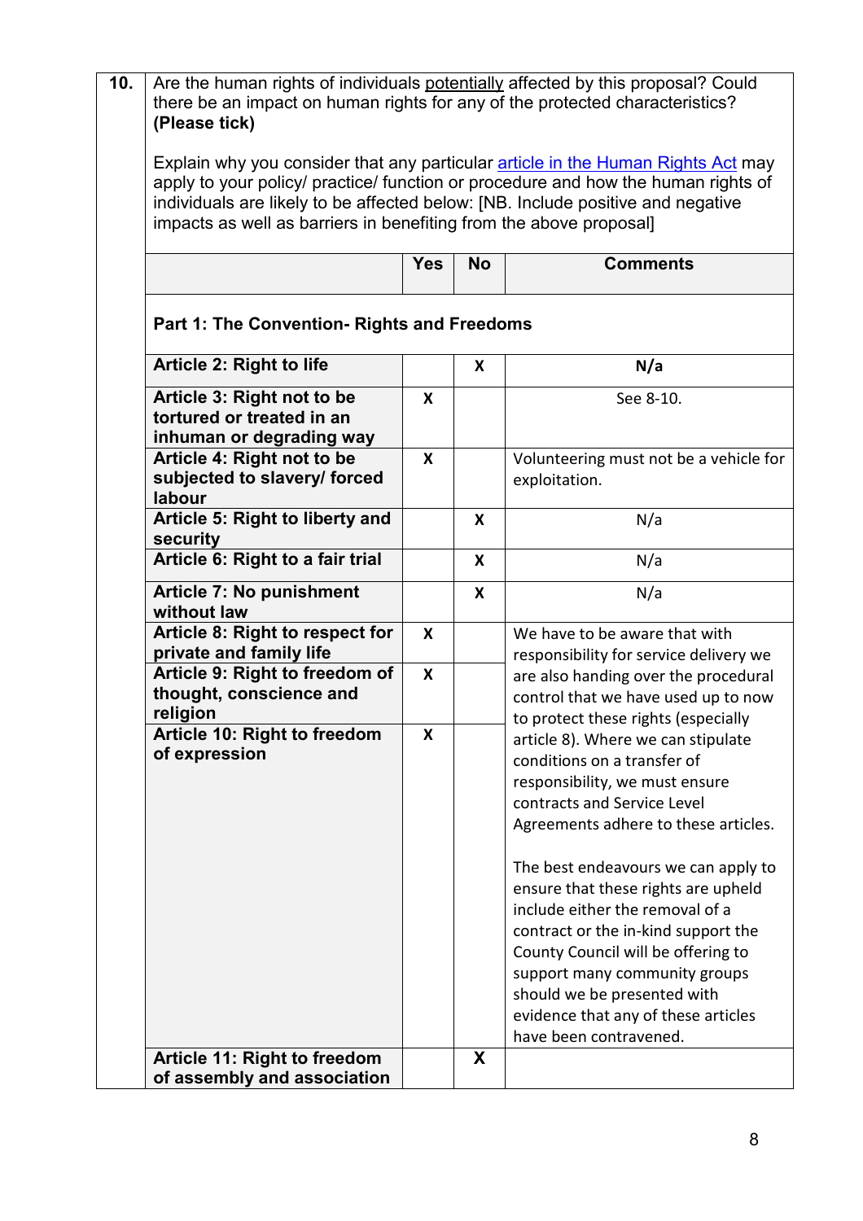| 10. | Are the human rights of individuals potentially affected by this proposal? Could there be an impact on human rights for any of the protected characteristics? **(Please tick)**<br><br>Explain why you consider that any particular article in the Human Rights Act may apply to your policy/ practice/ function or procedure and how the human rights of individuals are likely to be affected below: [NB. Include positive and negative impacts as well as barriers in benefiting from the above proposal] | | | |
|---|---|---|---|---|
| | | **Yes** | **No** | **Comments** |
| | **Part 1: The Convention- Rights and Freedoms** | | | |
| | **Article 2: Right to life** | | X | N/a |
| | **Article 3: Right not to be tortured or treated in an inhuman or degrading way** | X | | See 8-10. |
| | **Article 4: Right not to be subjected to slavery/ forced labour** | X | | Volunteering must not be a vehicle for exploitation. |
| | **Article 5: Right to liberty and security** | | X | N/a |
| | **Article 6: Right to a fair trial** | | X | N/a |
| | **Article 7: No punishment without law** | | X | N/a |
| | **Article 8: Right to respect for private and family life** | X | | We have to be aware that with responsibility for service delivery we are also handing over the procedural control that we have used up to now to protect these rights (especially article 8). Where we can stipulate conditions on a transfer of responsibility, we must ensure contracts and Service Level Agreements adhere to these articles.<br><br>The best endeavours we can apply to ensure that these rights are upheld include either the removal of a contract or the in-kind support the County Council will be offering to support many community groups should we be presented with evidence that any of these articles have been contravened. |
| | **Article 9: Right to freedom of thought, conscience and religion** | X | | |
| | **Article 10: Right to freedom of expression** | X | | |
| | **Article 11: Right to freedom of assembly and association** | | X | |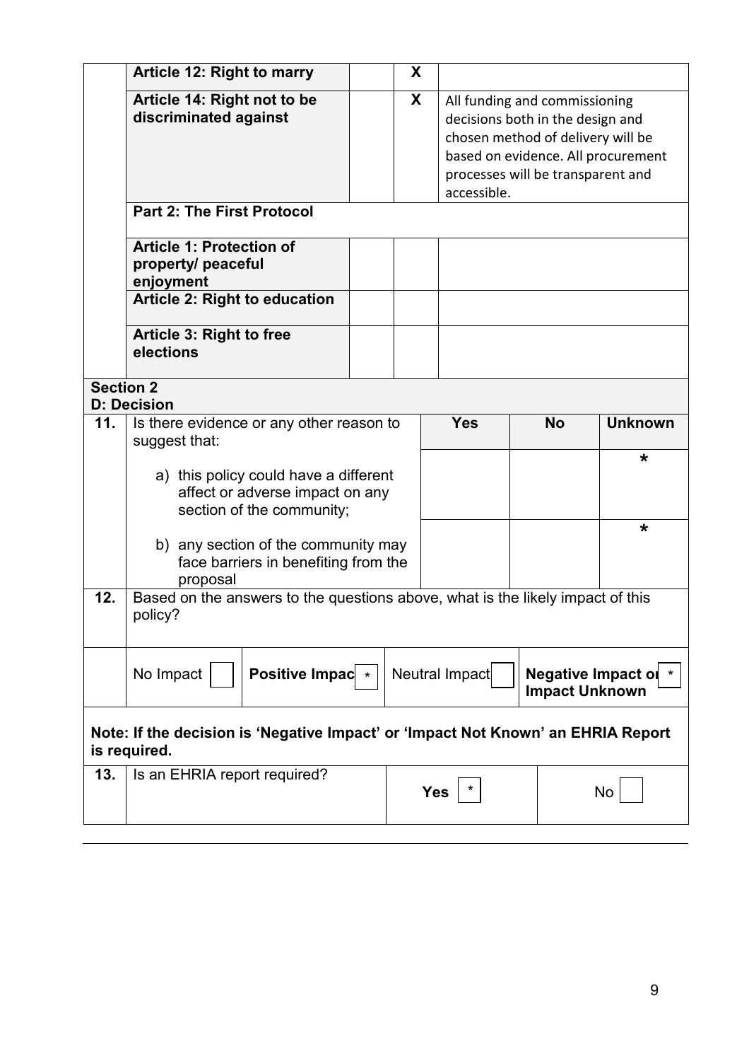| | | | | |
|---|---|---|---|---|
| | **Article 12: Right to marry** | | X | |
| | **Article 14: Right not to be discriminated against** | | X | All funding and commissioning decisions both in the design and chosen method of delivery will be based on evidence. All procurement processes will be transparent and accessible. |
| | **Part 2: The First Protocol** | | | |
| | **Article 1: Protection of property/ peaceful enjoyment** | | | |
| | **Article 2: Right to education** | | | |
| | **Article 3: Right to free elections** | | | |

**Section 2**
**D: Decision**

| | | | | |
|---|---|---|---|---|
| **11.** | Is there evidence or any other reason to suggest that: | **Yes** | **No** | **Unknown** |
| | a) this policy could have a different affect or adverse impact on any section of the community; | | | * |
| | b) any section of the community may face barriers in benefiting from the proposal | | | * |

| | |
|---|---|
| **12.** | Based on the answers to the questions above, what is the likely impact of this policy? |
| | No Impact [ ] **Positive Impac** [*] Neutral Impact [ ] **Negative Impact or Impact Unknown** [*] |

**Note: If the decision is 'Negative Impact' or 'Impact Not Known' an EHRIA Report is required.**

| | | | |
|---|---|---|---|
| **13.** | Is an EHRIA report required? | **Yes** [*] | No [ ] |